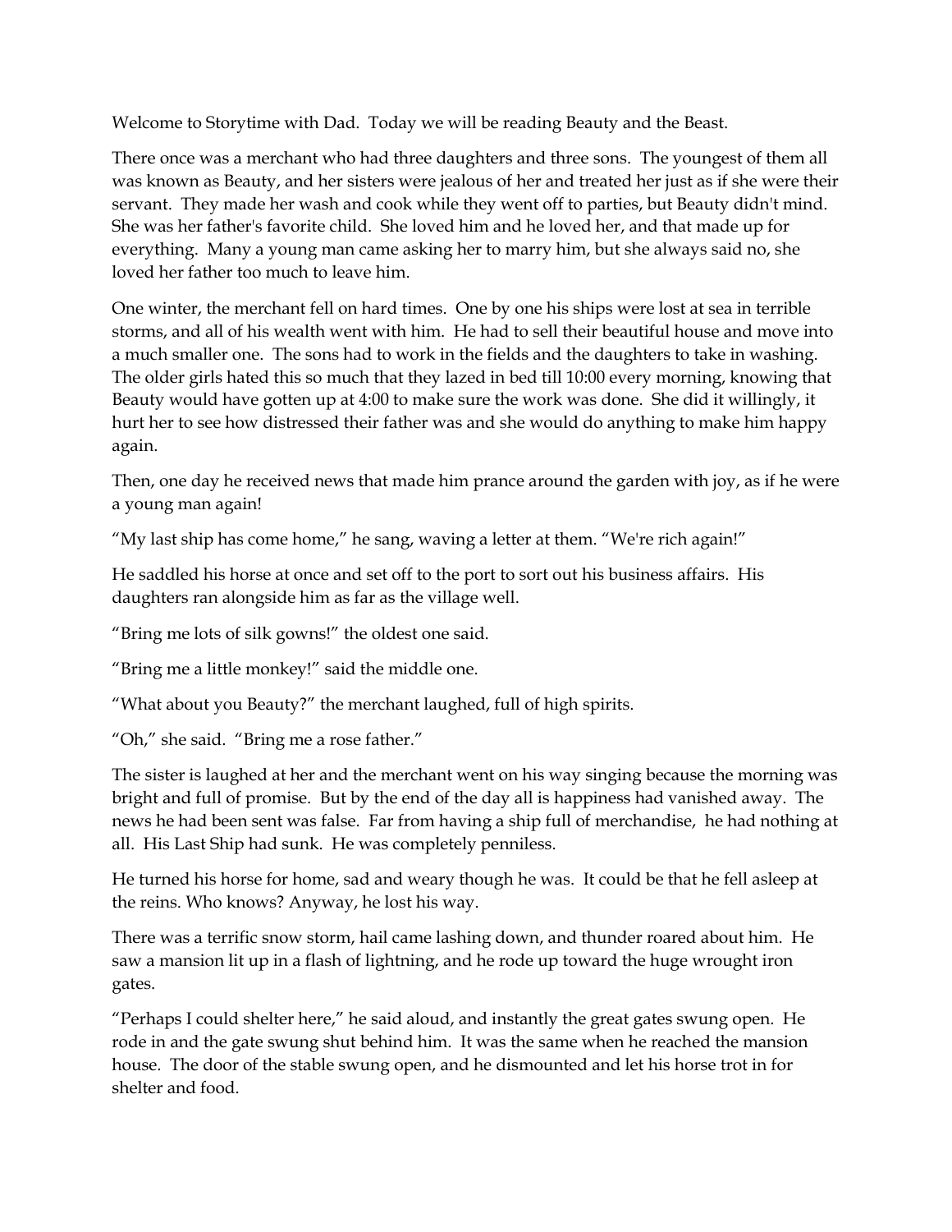Welcome to Storytime with Dad. Today we will be reading Beauty and the Beast.

There once was a merchant who had three daughters and three sons. The youngest of them all was known as Beauty, and her sisters were jealous of her and treated her just as if she were their servant. They made her wash and cook while they went off to parties, but Beauty didn't mind. She was her father's favorite child. She loved him and he loved her, and that made up for everything. Many a young man came asking her to marry him, but she always said no, she loved her father too much to leave him.

One winter, the merchant fell on hard times. One by one his ships were lost at sea in terrible storms, and all of his wealth went with him. He had to sell their beautiful house and move into a much smaller one. The sons had to work in the fields and the daughters to take in washing. The older girls hated this so much that they lazed in bed till 10:00 every morning, knowing that Beauty would have gotten up at 4:00 to make sure the work was done. She did it willingly, it hurt her to see how distressed their father was and she would do anything to make him happy again.

Then, one day he received news that made him prance around the garden with joy, as if he were a young man again!

"My last ship has come home," he sang, waving a letter at them. "We're rich again!"

He saddled his horse at once and set off to the port to sort out his business affairs. His daughters ran alongside him as far as the village well.

"Bring me lots of silk gowns!" the oldest one said.

"Bring me a little monkey!" said the middle one.

"What about you Beauty?" the merchant laughed, full of high spirits.

"Oh," she said. "Bring me a rose father."

The sister is laughed at her and the merchant went on his way singing because the morning was bright and full of promise. But by the end of the day all is happiness had vanished away. The news he had been sent was false. Far from having a ship full of merchandise, he had nothing at all. His Last Ship had sunk. He was completely penniless.

He turned his horse for home, sad and weary though he was. It could be that he fell asleep at the reins. Who knows? Anyway, he lost his way.

There was a terrific snow storm, hail came lashing down, and thunder roared about him. He saw a mansion lit up in a flash of lightning, and he rode up toward the huge wrought iron gates.

"Perhaps I could shelter here," he said aloud, and instantly the great gates swung open. He rode in and the gate swung shut behind him. It was the same when he reached the mansion house. The door of the stable swung open, and he dismounted and let his horse trot in for shelter and food.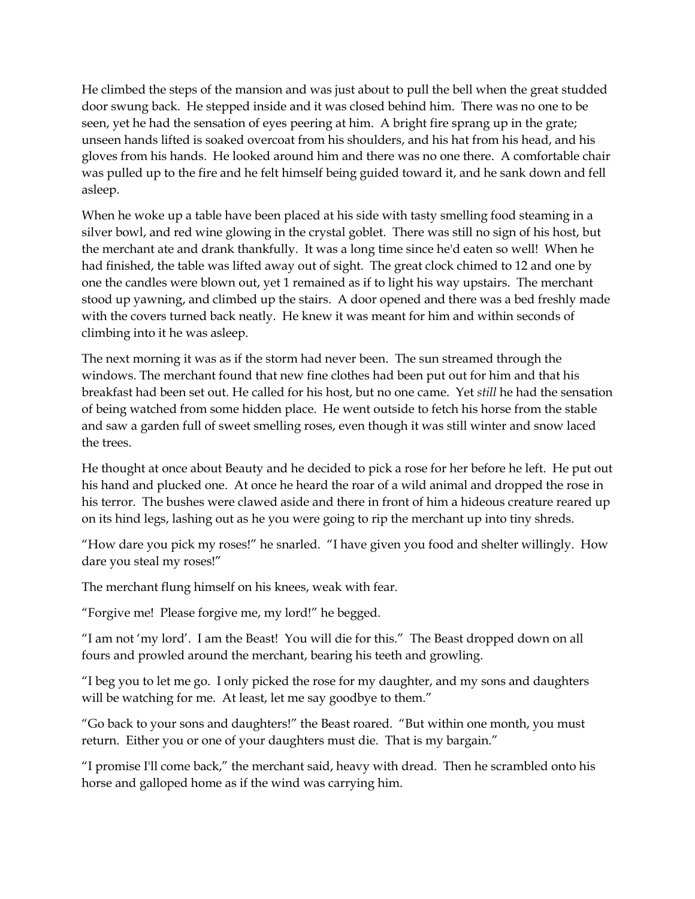He climbed the steps of the mansion and was just about to pull the bell when the great studded door swung back. He stepped inside and it was closed behind him. There was no one to be seen, yet he had the sensation of eyes peering at him. A bright fire sprang up in the grate; unseen hands lifted is soaked overcoat from his shoulders, and his hat from his head, and his gloves from his hands. He looked around him and there was no one there. A comfortable chair was pulled up to the fire and he felt himself being guided toward it, and he sank down and fell asleep.

When he woke up a table have been placed at his side with tasty smelling food steaming in a silver bowl, and red wine glowing in the crystal goblet. There was still no sign of his host, but the merchant ate and drank thankfully. It was a long time since he'd eaten so well! When he had finished, the table was lifted away out of sight. The great clock chimed to 12 and one by one the candles were blown out, yet 1 remained as if to light his way upstairs. The merchant stood up yawning, and climbed up the stairs. A door opened and there was a bed freshly made with the covers turned back neatly. He knew it was meant for him and within seconds of climbing into it he was asleep.

The next morning it was as if the storm had never been. The sun streamed through the windows. The merchant found that new fine clothes had been put out for him and that his breakfast had been set out. He called for his host, but no one came. Yet *still* he had the sensation of being watched from some hidden place. He went outside to fetch his horse from the stable and saw a garden full of sweet smelling roses, even though it was still winter and snow laced the trees.

He thought at once about Beauty and he decided to pick a rose for her before he left. He put out his hand and plucked one. At once he heard the roar of a wild animal and dropped the rose in his terror. The bushes were clawed aside and there in front of him a hideous creature reared up on its hind legs, lashing out as he you were going to rip the merchant up into tiny shreds.

"How dare you pick my roses!" he snarled. "I have given you food and shelter willingly. How dare you steal my roses!"

The merchant flung himself on his knees, weak with fear.

"Forgive me! Please forgive me, my lord!" he begged.

"I am not 'my lord'. I am the Beast! You will die for this." The Beast dropped down on all fours and prowled around the merchant, bearing his teeth and growling.

"I beg you to let me go. I only picked the rose for my daughter, and my sons and daughters will be watching for me. At least, let me say goodbye to them."

"Go back to your sons and daughters!" the Beast roared. "But within one month, you must return. Either you or one of your daughters must die. That is my bargain."

"I promise I'll come back," the merchant said, heavy with dread. Then he scrambled onto his horse and galloped home as if the wind was carrying him.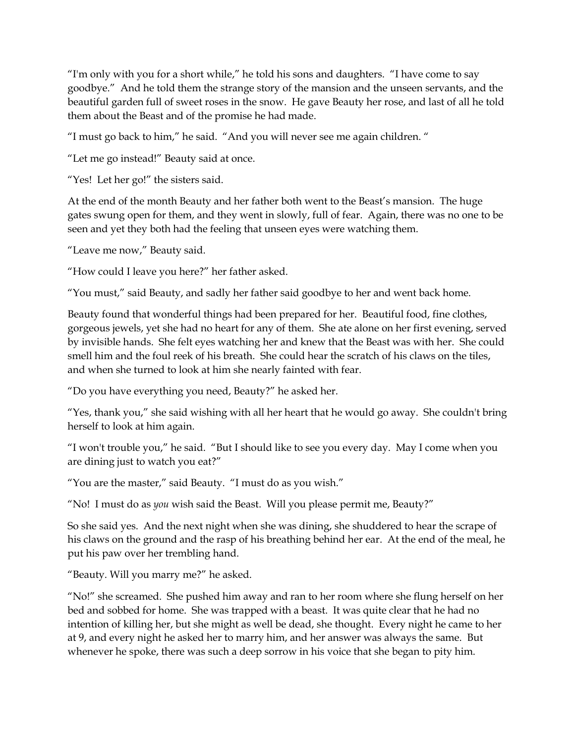"I'm only with you for a short while," he told his sons and daughters. "I have come to say goodbye." And he told them the strange story of the mansion and the unseen servants, and the beautiful garden full of sweet roses in the snow. He gave Beauty her rose, and last of all he told them about the Beast and of the promise he had made.

"I must go back to him," he said. "And you will never see me again children. "

"Let me go instead!" Beauty said at once.

"Yes! Let her go!" the sisters said.

At the end of the month Beauty and her father both went to the Beast's mansion. The huge gates swung open for them, and they went in slowly, full of fear. Again, there was no one to be seen and yet they both had the feeling that unseen eyes were watching them.

"Leave me now," Beauty said.

"How could I leave you here?" her father asked.

"You must," said Beauty, and sadly her father said goodbye to her and went back home.

Beauty found that wonderful things had been prepared for her. Beautiful food, fine clothes, gorgeous jewels, yet she had no heart for any of them. She ate alone on her first evening, served by invisible hands. She felt eyes watching her and knew that the Beast was with her. She could smell him and the foul reek of his breath. She could hear the scratch of his claws on the tiles, and when she turned to look at him she nearly fainted with fear.

"Do you have everything you need, Beauty?" he asked her.

"Yes, thank you," she said wishing with all her heart that he would go away. She couldn't bring herself to look at him again.

"I won't trouble you," he said. "But I should like to see you every day. May I come when you are dining just to watch you eat?"

"You are the master," said Beauty. "I must do as you wish."

"No! I must do as *you* wish said the Beast. Will you please permit me, Beauty?"

So she said yes. And the next night when she was dining, she shuddered to hear the scrape of his claws on the ground and the rasp of his breathing behind her ear. At the end of the meal, he put his paw over her trembling hand.

"Beauty. Will you marry me?" he asked.

"No!" she screamed. She pushed him away and ran to her room where she flung herself on her bed and sobbed for home. She was trapped with a beast. It was quite clear that he had no intention of killing her, but she might as well be dead, she thought. Every night he came to her at 9, and every night he asked her to marry him, and her answer was always the same. But whenever he spoke, there was such a deep sorrow in his voice that she began to pity him.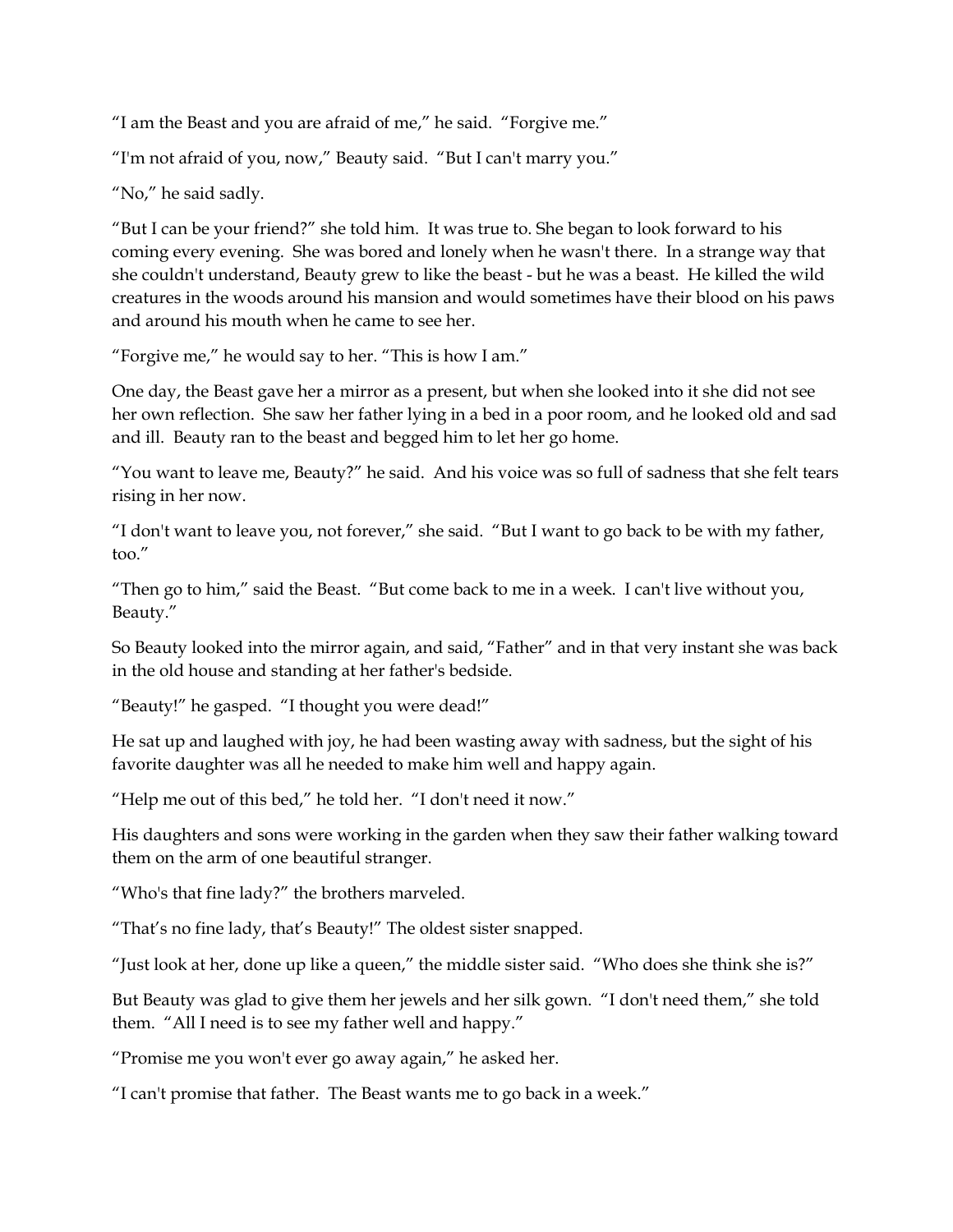"I am the Beast and you are afraid of me," he said. "Forgive me."

"I'm not afraid of you, now," Beauty said. "But I can't marry you."

"No," he said sadly.

"But I can be your friend?" she told him. It was true to. She began to look forward to his coming every evening. She was bored and lonely when he wasn't there. In a strange way that she couldn't understand, Beauty grew to like the beast - but he was a beast. He killed the wild creatures in the woods around his mansion and would sometimes have their blood on his paws and around his mouth when he came to see her.

"Forgive me," he would say to her. "This is how I am."

One day, the Beast gave her a mirror as a present, but when she looked into it she did not see her own reflection. She saw her father lying in a bed in a poor room, and he looked old and sad and ill. Beauty ran to the beast and begged him to let her go home.

"You want to leave me, Beauty?" he said. And his voice was so full of sadness that she felt tears rising in her now.

"I don't want to leave you, not forever," she said. "But I want to go back to be with my father, too."

"Then go to him," said the Beast. "But come back to me in a week. I can't live without you, Beauty."

So Beauty looked into the mirror again, and said, "Father" and in that very instant she was back in the old house and standing at her father's bedside.

"Beauty!" he gasped. "I thought you were dead!"

He sat up and laughed with joy, he had been wasting away with sadness, but the sight of his favorite daughter was all he needed to make him well and happy again.

"Help me out of this bed," he told her. "I don't need it now."

His daughters and sons were working in the garden when they saw their father walking toward them on the arm of one beautiful stranger.

"Who's that fine lady?" the brothers marveled.

"That's no fine lady, that's Beauty!" The oldest sister snapped.

"Just look at her, done up like a queen," the middle sister said. "Who does she think she is?"

But Beauty was glad to give them her jewels and her silk gown. "I don't need them," she told them. "All I need is to see my father well and happy."

"Promise me you won't ever go away again," he asked her.

"I can't promise that father. The Beast wants me to go back in a week."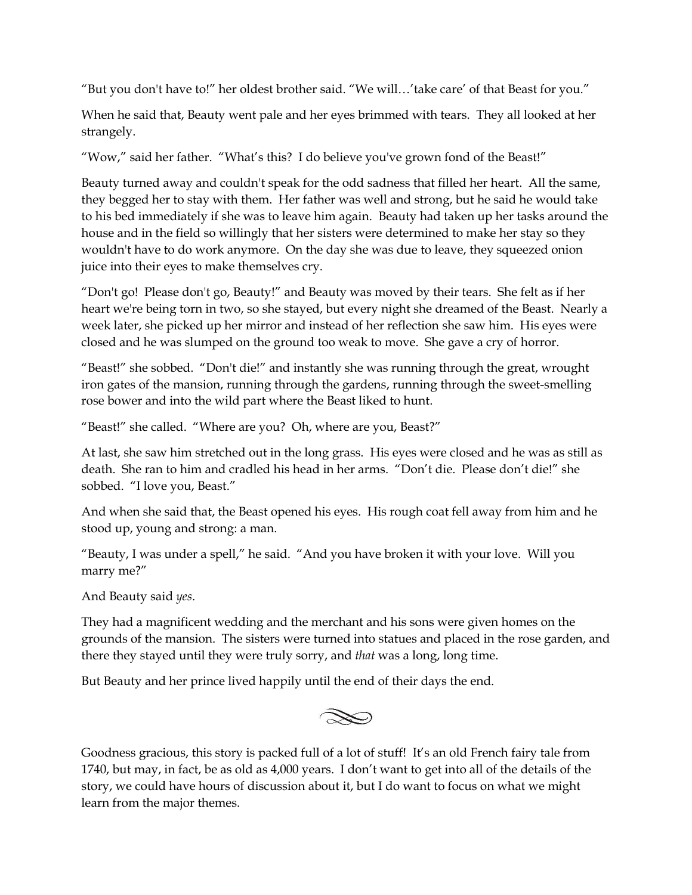"But you don't have to!" her oldest brother said. "We will…'take care' of that Beast for you."

When he said that, Beauty went pale and her eyes brimmed with tears. They all looked at her strangely.

"Wow," said her father. "What's this? I do believe you've grown fond of the Beast!"

Beauty turned away and couldn't speak for the odd sadness that filled her heart. All the same, they begged her to stay with them. Her father was well and strong, but he said he would take to his bed immediately if she was to leave him again. Beauty had taken up her tasks around the house and in the field so willingly that her sisters were determined to make her stay so they wouldn't have to do work anymore. On the day she was due to leave, they squeezed onion juice into their eyes to make themselves cry.

"Don't go! Please don't go, Beauty!" and Beauty was moved by their tears. She felt as if her heart we're being torn in two, so she stayed, but every night she dreamed of the Beast. Nearly a week later, she picked up her mirror and instead of her reflection she saw him. His eyes were closed and he was slumped on the ground too weak to move. She gave a cry of horror.

"Beast!" she sobbed. "Don't die!" and instantly she was running through the great, wrought iron gates of the mansion, running through the gardens, running through the sweet-smelling rose bower and into the wild part where the Beast liked to hunt.

"Beast!" she called. "Where are you? Oh, where are you, Beast?"

At last, she saw him stretched out in the long grass. His eyes were closed and he was as still as death. She ran to him and cradled his head in her arms. "Don't die. Please don't die!" she sobbed. "I love you, Beast."

And when she said that, the Beast opened his eyes. His rough coat fell away from him and he stood up, young and strong: a man.

"Beauty, I was under a spell," he said. "And you have broken it with your love. Will you marry me?"

And Beauty said *yes*.

They had a magnificent wedding and the merchant and his sons were given homes on the grounds of the mansion. The sisters were turned into statues and placed in the rose garden, and there they stayed until they were truly sorry, and *that* was a long, long time.

But Beauty and her prince lived happily until the end of their days the end.

Goodness gracious, this story is packed full of a lot of stuff! It's an old French fairy tale from 1740, but may, in fact, be as old as 4,000 years. I don't want to get into all of the details of the story, we could have hours of discussion about it, but I do want to focus on what we might learn from the major themes.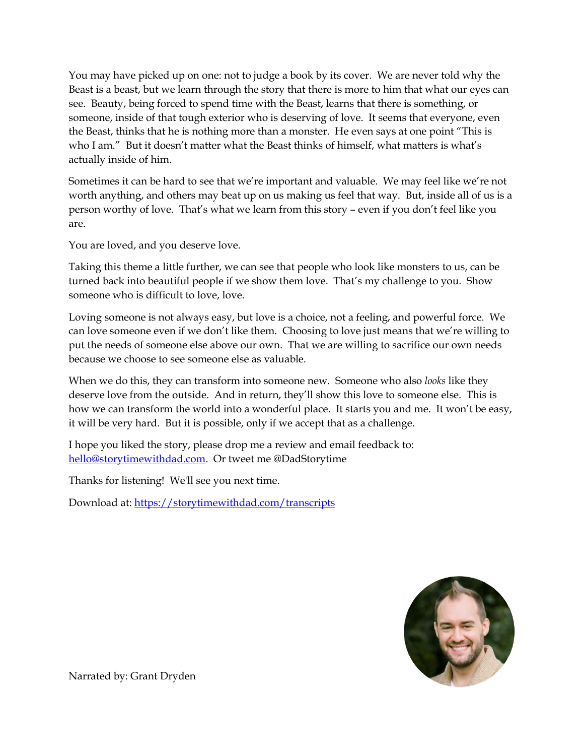You may have picked up on one: not to judge a book by its cover. We are never told why the Beast is a beast, but we learn through the story that there is more to him that what our eyes can see. Beauty, being forced to spend time with the Beast, learns that there is something, or someone, inside of that tough exterior who is deserving of love. It seems that everyone, even the Beast, thinks that he is nothing more than a monster. He even says at one point "This is who I am." But it doesn't matter what the Beast thinks of himself, what matters is what's actually inside of him.

Sometimes it can be hard to see that we're important and valuable. We may feel like we're not worth anything, and others may beat up on us making us feel that way. But, inside all of us is a person worthy of love. That's what we learn from this story – even if you don't feel like you are.

You are loved, and you deserve love.

Taking this theme a little further, we can see that people who look like monsters to us, can be turned back into beautiful people if we show them love. That's my challenge to you. Show someone who is difficult to love, love.

Loving someone is not always easy, but love is a choice, not a feeling, and powerful force. We can love someone even if we don't like them. Choosing to love just means that we're willing to put the needs of someone else above our own. That we are willing to sacrifice our own needs because we choose to see someone else as valuable.

When we do this, they can transform into someone new. Someone who also *looks* like they deserve love from the outside. And in return, they'll show this love to someone else. This is how we can transform the world into a wonderful place. It starts you and me. It won't be easy, it will be very hard. But it is possible, only if we accept that as a challenge.

I hope you liked the story, please drop me a review and email feedback to: hello@storytimewithdad.com. Or tweet me @DadStorytime

Thanks for listening! We'll see you next time.

Download at: https://storytimewithdad.com/transcripts

Narrated by: Grant Dryden